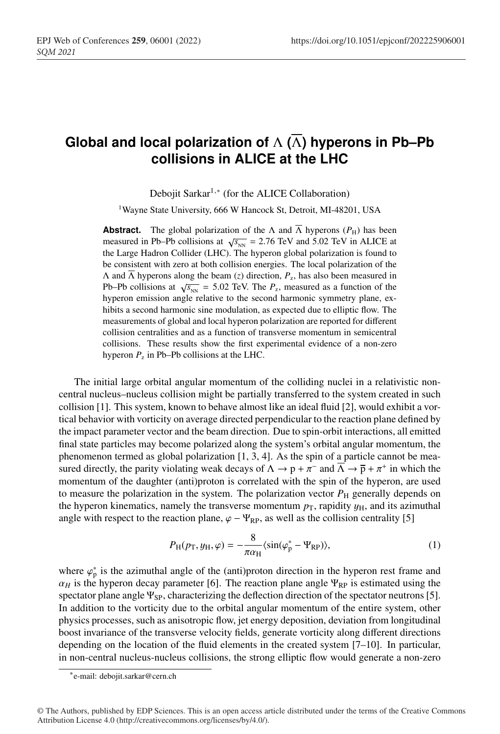# Global and local polarization of $\Lambda$ ($\overline{\Lambda}$) hyperons in Pb–Pb collisions in ALICE at the LHC

Debojit Sarkar[1,*] (for the ALICE Collaboration)

[1]Wayne State University, 666 W Hancock St, Detroit, MI-48201, USA

**Abstract.** The global polarization of the $\Lambda$ and $\overline{\Lambda}$ hyperons ($P_{\rm H}$) has been measured in Pb–Pb collisions at $\sqrt{s_{\rm NN}}$ = 2.76 TeV and 5.02 TeV in ALICE at the Large Hadron Collider (LHC). The hyperon global polarization is found to be consistent with zero at both collision energies. The local polarization of the $\Lambda$ and $\overline{\Lambda}$ hyperons along the beam ($z$) direction, $P_{\rm z}$, has also been measured in Pb–Pb collisions at $\sqrt{s_{\rm NN}}$ = 5.02 TeV. The $P_{\rm z}$, measured as a function of the hyperon emission angle relative to the second harmonic symmetry plane, exhibits a second harmonic sine modulation, as expected due to elliptic flow. The measurements of global and local hyperon polarization are reported for different collision centralities and as a function of transverse momentum in semicentral collisions. These results show the first experimental evidence of a non-zero hyperon $P_{\rm z}$ in Pb–Pb collisions at the LHC.

The initial large orbital angular momentum of the colliding nuclei in a relativistic non-central nucleus–nucleus collision might be partially transferred to the system created in such collision [1]. This system, known to behave almost like an ideal fluid [2], would exhibit a vortical behavior with vorticity on average directed perpendicular to the reaction plane defined by the impact parameter vector and the beam direction. Due to spin-orbit interactions, all emitted final state particles may become polarized along the system's orbital angular momentum, the phenomenon termed as global polarization [1, 3, 4]. As the spin of a particle cannot be measured directly, the parity violating weak decays of $\Lambda \rightarrow {\rm p} + \pi^-$ and $\overline{\Lambda} \rightarrow \overline{\rm p} + \pi^+$ in which the momentum of the daughter (anti)proton is correlated with the spin of the hyperon, are used to measure the polarization in the system. The polarization vector $P_{\rm H}$ generally depends on the hyperon kinematics, namely the transverse momentum $p_{\rm T}$, rapidity $y_{\rm H}$, and its azimuthal angle with respect to the reaction plane, $\varphi - \Psi_{\rm RP}$, as well as the collision centrality [5]

$$P_{\rm H}(p_{\rm T}, y_{\rm H}, \varphi) = -\frac{8}{\pi \alpha_{\rm H}} \langle \sin(\varphi_{\rm p}^* - \Psi_{\rm RP}) \rangle, \tag{1}$$

where $\varphi_{\rm p}^*$ is the azimuthal angle of the (anti)proton direction in the hyperon rest frame and $\alpha_H$ is the hyperon decay parameter [6]. The reaction plane angle $\Psi_{\rm RP}$ is estimated using the spectator plane angle $\Psi_{\rm SP}$, characterizing the deflection direction of the spectator neutrons [5]. In addition to the vorticity due to the orbital angular momentum of the entire system, other physics processes, such as anisotropic flow, jet energy deposition, deviation from longitudinal boost invariance of the transverse velocity fields, generate vorticity along different directions depending on the location of the fluid elements in the created system [7–10]. In particular, in non-central nucleus-nucleus collisions, the strong elliptic flow would generate a non-zero

*e-mail: debojit.sarkar@cern.ch

© The Authors, published by EDP Sciences. This is an open access article distributed under the terms of the Creative Commons Attribution License 4.0 (http://creativecommons.org/licenses/by/4.0/).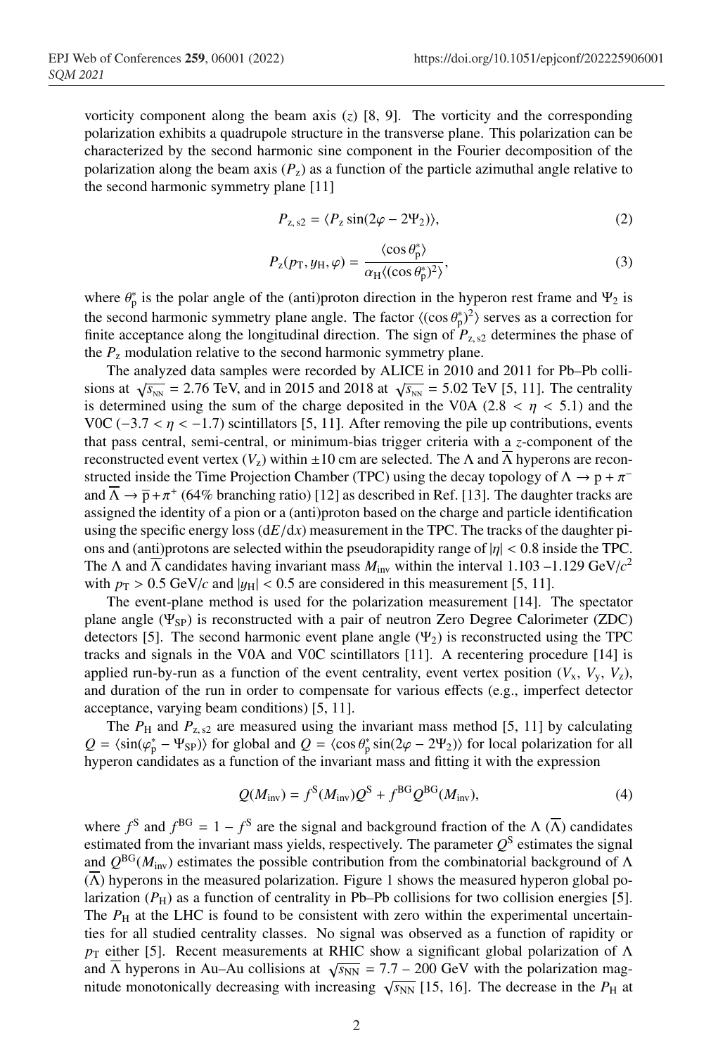vorticity component along the beam axis ($z$) [8, 9]. The vorticity and the corresponding polarization exhibits a quadrupole structure in the transverse plane. This polarization can be characterized by the second harmonic sine component in the Fourier decomposition of the polarization along the beam axis ($P_z$) as a function of the particle azimuthal angle relative to the second harmonic symmetry plane [11]

$$P_{z,s2} = \langle P_z \sin(2\varphi - 2\Psi_2) \rangle, \tag{2}$$

$$P_z(p_T, y_H, \varphi) = \frac{\langle \cos \theta^*_p \rangle}{\alpha_H \langle (\cos \theta^*_p)^2 \rangle}, \tag{3}$$

where $\theta^*_p$ is the polar angle of the (anti)proton direction in the hyperon rest frame and $\Psi_2$ is the second harmonic symmetry plane angle. The factor $\langle (\cos \theta^*_p)^2 \rangle$ serves as a correction for finite acceptance along the longitudinal direction. The sign of $P_{z,s2}$ determines the phase of the $P_z$ modulation relative to the second harmonic symmetry plane.

The analyzed data samples were recorded by ALICE in 2010 and 2011 for Pb–Pb collisions at $\sqrt{s_{NN}}$ = 2.76 TeV, and in 2015 and 2018 at $\sqrt{s_{NN}}$ = 5.02 TeV [5, 11]. The centrality is determined using the sum of the charge deposited in the V0A ($2.8 < \eta < 5.1$) and the V0C ($-3.7 < \eta < -1.7$) scintillators [5, 11]. After removing the pile up contributions, events that pass central, semi-central, or minimum-bias trigger criteria with a $z$-component of the reconstructed event vertex ($V_z$) within $\pm$10 cm are selected. The $\Lambda$ and $\overline{\Lambda}$ hyperons are reconstructed inside the Time Projection Chamber (TPC) using the decay topology of $\Lambda \rightarrow p + \pi^-$ and $\overline{\Lambda} \rightarrow \overline{p} + \pi^+$ (64% branching ratio) [12] as described in Ref. [13]. The daughter tracks are assigned the identity of a pion or a (anti)proton based on the charge and particle identification using the specific energy loss ($dE/dx$) measurement in the TPC. The tracks of the daughter pions and (anti)protons are selected within the pseudorapidity range of $|\eta| < 0.8$ inside the TPC. The $\Lambda$ and $\overline{\Lambda}$ candidates having invariant mass $M_{inv}$ within the interval 1.103 –1.129 GeV/$c^2$ with $p_T > 0.5$ GeV/$c$ and $|y_H| < 0.5$ are considered in this measurement [5, 11].

The event-plane method is used for the polarization measurement [14]. The spectator plane angle ($\Psi_{SP}$) is reconstructed with a pair of neutron Zero Degree Calorimeter (ZDC) detectors [5]. The second harmonic event plane angle ($\Psi_2$) is reconstructed using the TPC tracks and signals in the V0A and V0C scintillators [11]. A recentering procedure [14] is applied run-by-run as a function of the event centrality, event vertex position ($V_x$, $V_y$, $V_z$), and duration of the run in order to compensate for various effects (e.g., imperfect detector acceptance, varying beam conditions) [5, 11].

The $P_H$ and $P_{z,s2}$ are measured using the invariant mass method [5, 11] by calculating $Q = \langle \sin(\varphi^*_p - \Psi_{SP}) \rangle$ for global and $Q = \langle \cos \theta^*_p \sin(2\varphi - 2\Psi_2) \rangle$ for local polarization for all hyperon candidates as a function of the invariant mass and fitting it with the expression

$$Q(M_{inv}) = f^S(M_{inv}) Q^S + f^{BG} Q^{BG}(M_{inv}), \tag{4}$$

where $f^S$ and $f^{BG} = 1 - f^S$ are the signal and background fraction of the $\Lambda$ ($\overline{\Lambda}$) candidates estimated from the invariant mass yields, respectively. The parameter $Q^S$ estimates the signal and $Q^{BG}(M_{inv})$ estimates the possible contribution from the combinatorial background of $\Lambda$ ($\overline{\Lambda}$) hyperons in the measured polarization. Figure 1 shows the measured hyperon global polarization ($P_H$) as a function of centrality in Pb–Pb collisions for two collision energies [5]. The $P_H$ at the LHC is found to be consistent with zero within the experimental uncertainties for all studied centrality classes. No signal was observed as a function of rapidity or $p_T$ either [5]. Recent measurements at RHIC show a significant global polarization of $\Lambda$ and $\overline{\Lambda}$ hyperons in Au–Au collisions at $\sqrt{s_{NN}}$ = 7.7 – 200 GeV with the polarization magnitude monotonically decreasing with increasing $\sqrt{s_{NN}}$ [15, 16]. The decrease in the $P_H$ at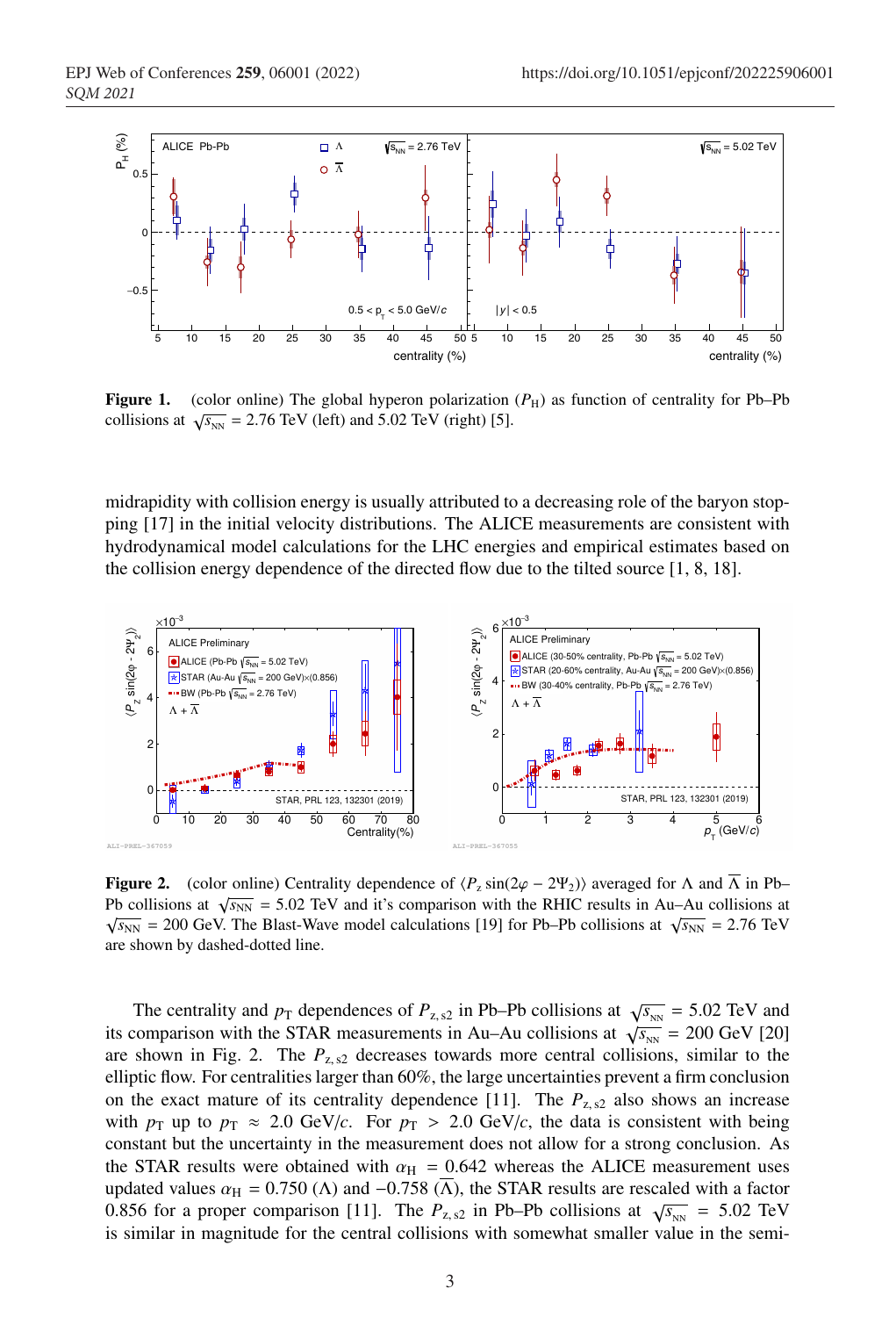**Figure 1.** (color online) The global hyperon polarization ($P_{\rm H}$) as function of centrality for Pb–Pb collisions at $\sqrt{s_{\rm NN}}$ = 2.76 TeV (left) and 5.02 TeV (right) [5].

midrapidity with collision energy is usually attributed to a decreasing role of the baryon stopping [17] in the initial velocity distributions. The ALICE measurements are consistent with hydrodynamical model calculations for the LHC energies and empirical estimates based on the collision energy dependence of the directed flow due to the tilted source [1, 8, 18].

**Figure 2.** (color online) Centrality dependence of $\langle P_z \sin(2\varphi - 2\Psi_2)\rangle$ averaged for $\Lambda$ and $\overline{\Lambda}$ in Pb–Pb collisions at $\sqrt{s_{\rm NN}}$ = 5.02 TeV and it's comparison with the RHIC results in Au–Au collisions at $\sqrt{s_{\rm NN}}$ = 200 GeV. The Blast-Wave model calculations [19] for Pb–Pb collisions at $\sqrt{s_{\rm NN}}$ = 2.76 TeV are shown by dashed-dotted line.

The centrality and $p_{\rm T}$ dependences of $P_{\rm z,s2}$ in Pb–Pb collisions at $\sqrt{s_{\rm NN}}$ = 5.02 TeV and its comparison with the STAR measurements in Au–Au collisions at $\sqrt{s_{\rm NN}}$ = 200 GeV [20] are shown in Fig. 2. The $P_{\rm z,s2}$ decreases towards more central collisions, similar to the elliptic flow. For centralities larger than 60%, the large uncertainties prevent a firm conclusion on the exact mature of its centrality dependence [11]. The $P_{\rm z,s2}$ also shows an increase with $p_{\rm T}$ up to $p_{\rm T} \approx 2.0$ GeV/$c$. For $p_{\rm T} > 2.0$ GeV/$c$, the data is consistent with being constant but the uncertainty in the measurement does not allow for a strong conclusion. As the STAR results were obtained with $\alpha_{\rm H}$ = 0.642 whereas the ALICE measurement uses updated values $\alpha_{\rm H}$ = 0.750 ($\Lambda$) and −0.758 ($\overline{\Lambda}$), the STAR results are rescaled with a factor 0.856 for a proper comparison [11]. The $P_{\rm z,s2}$ in Pb–Pb collisions at $\sqrt{s_{\rm NN}}$ = 5.02 TeV is similar in magnitude for the central collisions with somewhat smaller value in the semi-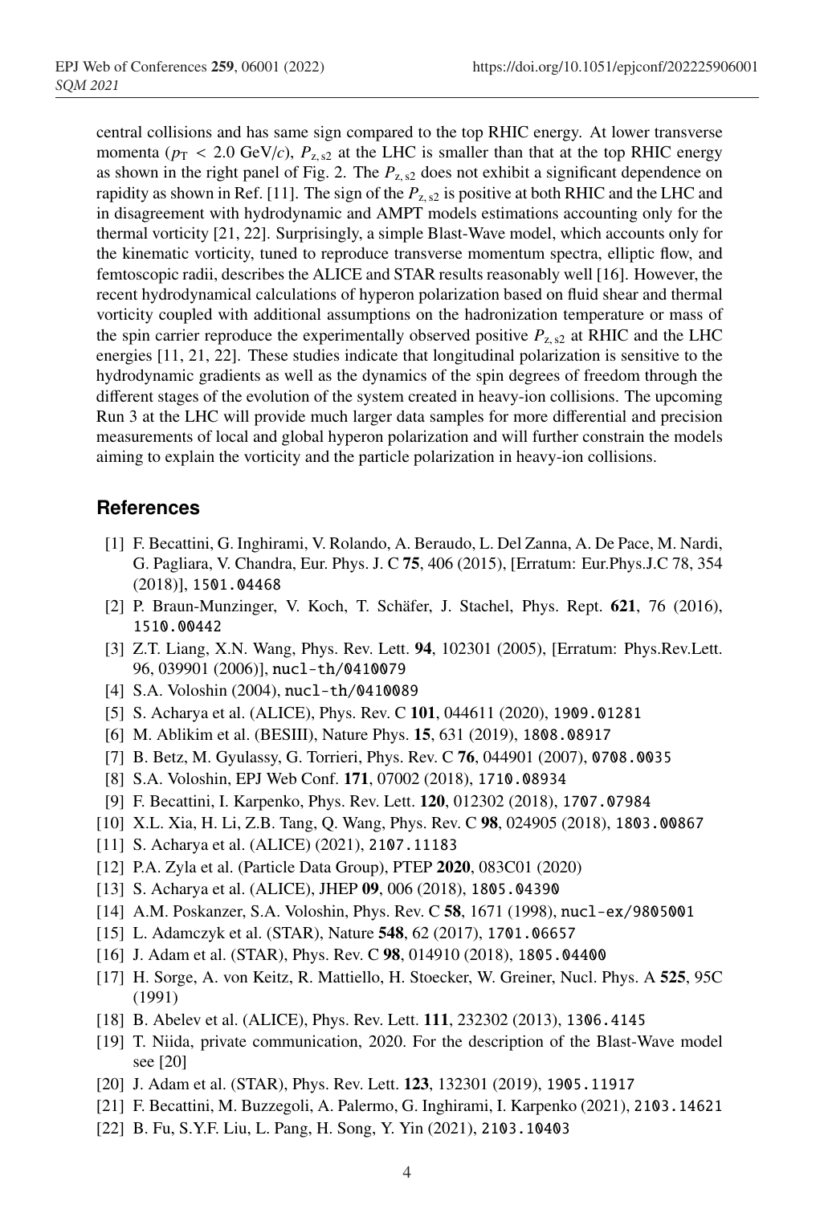central collisions and has same sign compared to the top RHIC energy. At lower transverse momenta ($p_T < 2.0$ GeV/$c$), $P_{z,s2}$ at the LHC is smaller than that at the top RHIC energy as shown in the right panel of Fig. 2. The $P_{z,s2}$ does not exhibit a significant dependence on rapidity as shown in Ref. [11]. The sign of the $P_{z,s2}$ is positive at both RHIC and the LHC and in disagreement with hydrodynamic and AMPT models estimations accounting only for the thermal vorticity [21, 22]. Surprisingly, a simple Blast-Wave model, which accounts only for the kinematic vorticity, tuned to reproduce transverse momentum spectra, elliptic flow, and femtoscopic radii, describes the ALICE and STAR results reasonably well [16]. However, the recent hydrodynamical calculations of hyperon polarization based on fluid shear and thermal vorticity coupled with additional assumptions on the hadronization temperature or mass of the spin carrier reproduce the experimentally observed positive $P_{z,s2}$ at RHIC and the LHC energies [11, 21, 22]. These studies indicate that longitudinal polarization is sensitive to the hydrodynamic gradients as well as the dynamics of the spin degrees of freedom through the different stages of the evolution of the system created in heavy-ion collisions. The upcoming Run 3 at the LHC will provide much larger data samples for more differential and precision measurements of local and global hyperon polarization and will further constrain the models aiming to explain the vorticity and the particle polarization in heavy-ion collisions.

## References

[1] F. Becattini, G. Inghirami, V. Rolando, A. Beraudo, L. Del Zanna, A. De Pace, M. Nardi, G. Pagliara, V. Chandra, Eur. Phys. J. C **75**, 406 (2015), [Erratum: Eur.Phys.J.C 78, 354 (2018)], 1501.04468

[2] P. Braun-Munzinger, V. Koch, T. Schäfer, J. Stachel, Phys. Rept. **621**, 76 (2016), 1510.00442

[3] Z.T. Liang, X.N. Wang, Phys. Rev. Lett. **94**, 102301 (2005), [Erratum: Phys.Rev.Lett. 96, 039901 (2006)], nucl-th/0410079

[4] S.A. Voloshin (2004), nucl-th/0410089

[5] S. Acharya et al. (ALICE), Phys. Rev. C **101**, 044611 (2020), 1909.01281

[6] M. Ablikim et al. (BESIII), Nature Phys. **15**, 631 (2019), 1808.08917

[7] B. Betz, M. Gyulassy, G. Torrieri, Phys. Rev. C **76**, 044901 (2007), 0708.0035

[8] S.A. Voloshin, EPJ Web Conf. **171**, 07002 (2018), 1710.08934

[9] F. Becattini, I. Karpenko, Phys. Rev. Lett. **120**, 012302 (2018), 1707.07984

[10] X.L. Xia, H. Li, Z.B. Tang, Q. Wang, Phys. Rev. C **98**, 024905 (2018), 1803.00867

[11] S. Acharya et al. (ALICE) (2021), 2107.11183

[12] P.A. Zyla et al. (Particle Data Group), PTEP **2020**, 083C01 (2020)

[13] S. Acharya et al. (ALICE), JHEP **09**, 006 (2018), 1805.04390

[14] A.M. Poskanzer, S.A. Voloshin, Phys. Rev. C **58**, 1671 (1998), nucl-ex/9805001

[15] L. Adamczyk et al. (STAR), Nature **548**, 62 (2017), 1701.06657

[16] J. Adam et al. (STAR), Phys. Rev. C **98**, 014910 (2018), 1805.04400

[17] H. Sorge, A. von Keitz, R. Mattiello, H. Stoecker, W. Greiner, Nucl. Phys. A **525**, 95C (1991)

[18] B. Abelev et al. (ALICE), Phys. Rev. Lett. **111**, 232302 (2013), 1306.4145

[19] T. Niida, private communication, 2020. For the description of the Blast-Wave model see [20]

[20] J. Adam et al. (STAR), Phys. Rev. Lett. **123**, 132301 (2019), 1905.11917

[21] F. Becattini, M. Buzzegoli, A. Palermo, G. Inghirami, I. Karpenko (2021), 2103.14621

[22] B. Fu, S.Y.F. Liu, L. Pang, H. Song, Y. Yin (2021), 2103.10403